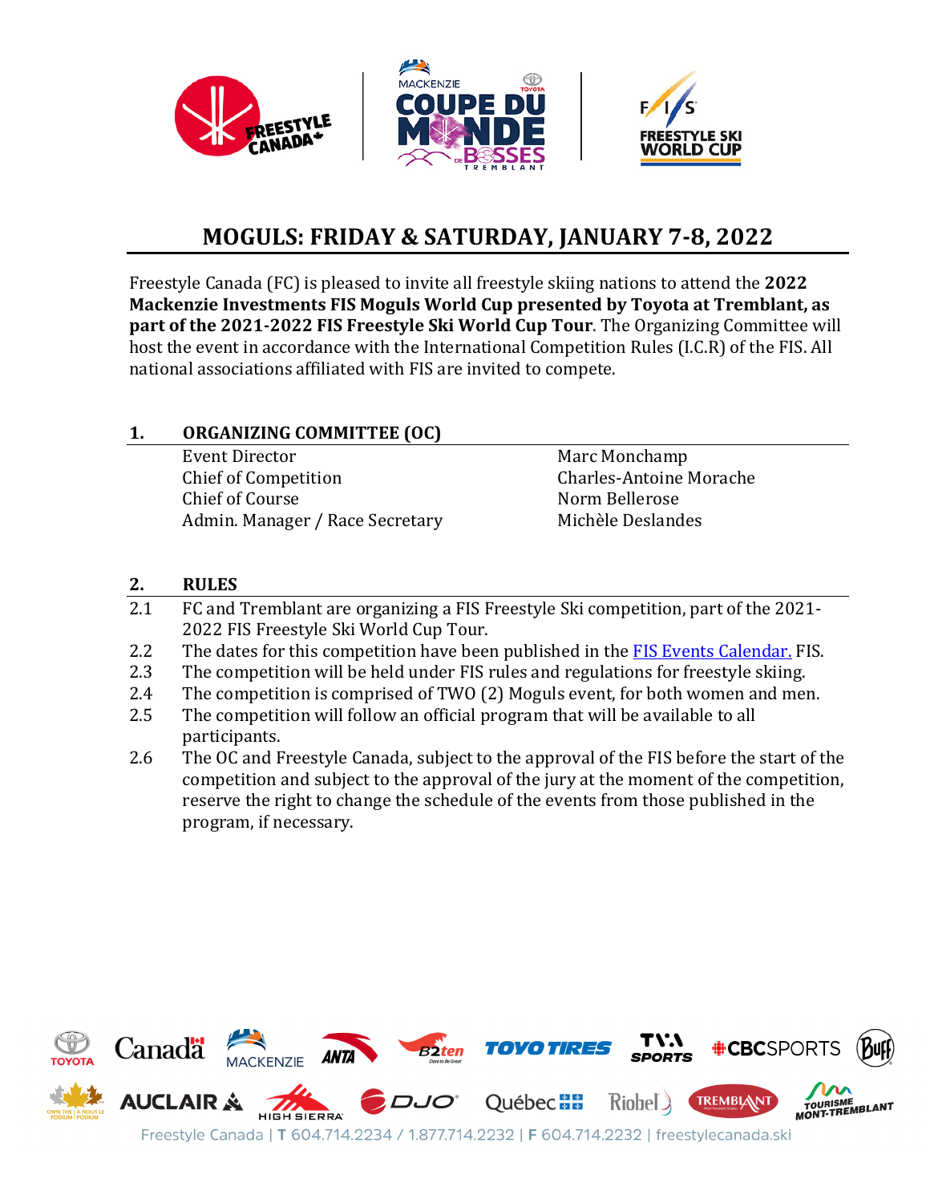# MOGULS: FRIDAY & SATURDAY, JANUARY 7-8, 2022

Freestyle Canada (FC) is pleased to invite all freestyle skiing nations to attend the **2022 Mackenzie Investments FIS Moguls World Cup presented by Toyota at Tremblant, as part of the 2021-2022 FIS Freestyle Ski World Cup Tour**. The Organizing Committee will host the event in accordance with the International Competition Rules (I.C.R) of the FIS. All national associations affiliated with FIS are invited to compete.

## 1. ORGANIZING COMMITTEE (OC)

| | |
|---|---|
| Event Director | Marc Monchamp |
| Chief of Competition | Charles-Antoine Morache |
| Chief of Course | Norm Bellerose |
| Admin. Manager / Race Secretary | Michèle Deslandes |

## 2. RULES

2.1 FC and Tremblant are organizing a FIS Freestyle Ski competition, part of the 2021-2022 FIS Freestyle Ski World Cup Tour.

2.2 The dates for this competition have been published in the [FIS Events Calendar.](FIS Events Calendar) FIS.

2.3 The competition will be held under FIS rules and regulations for freestyle skiing.

2.4 The competition is comprised of TWO (2) Moguls event, for both women and men.

2.5 The competition will follow an official program that will be available to all participants.

2.6 The OC and Freestyle Canada, subject to the approval of the FIS before the start of the competition and subject to the approval of the jury at the moment of the competition, reserve the right to change the schedule of the events from those published in the program, if necessary.

Freestyle Canada | T 604.714.2234 / 1.877.714.2232 | F 604.714.2232 | freestylecanada.ski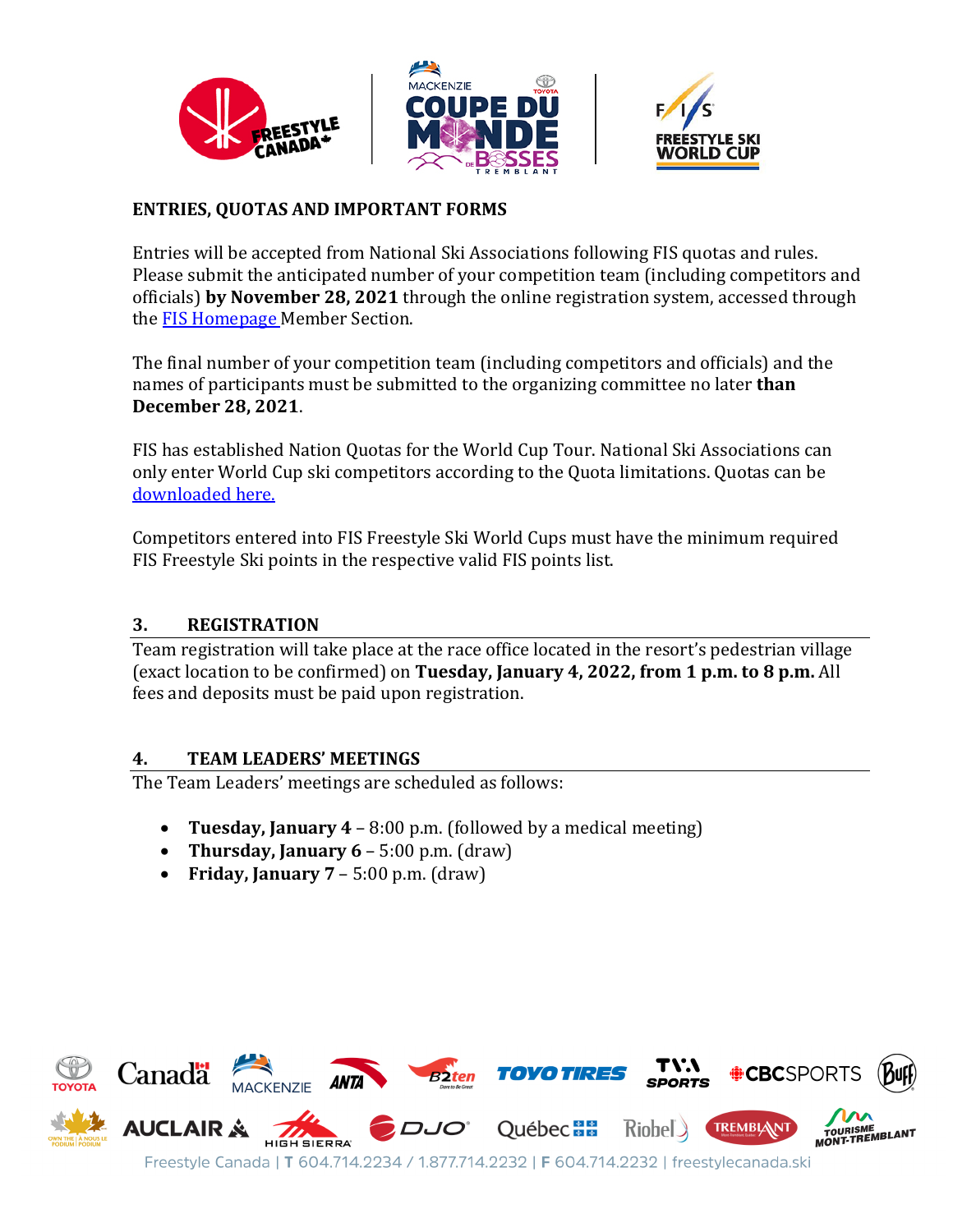**ENTRIES, QUOTAS AND IMPORTANT FORMS**

Entries will be accepted from National Ski Associations following FIS quotas and rules. Please submit the anticipated number of your competition team (including competitors and officials) **by November 28, 2021** through the online registration system, accessed through the FIS Homepage Member Section.

The final number of your competition team (including competitors and officials) and the names of participants must be submitted to the organizing committee no later **than December 28, 2021**.

FIS has established Nation Quotas for the World Cup Tour. National Ski Associations can only enter World Cup ski competitors according to the Quota limitations. Quotas can be downloaded here.

Competitors entered into FIS Freestyle Ski World Cups must have the minimum required FIS Freestyle Ski points in the respective valid FIS points list.

## 3. REGISTRATION

Team registration will take place at the race office located in the resort's pedestrian village (exact location to be confirmed) on **Tuesday, January 4, 2022, from 1 p.m. to 8 p.m.** All fees and deposits must be paid upon registration.

## 4. TEAM LEADERS' MEETINGS

The Team Leaders' meetings are scheduled as follows:

- **Tuesday, January 4** – 8:00 p.m. (followed by a medical meeting)
- **Thursday, January 6** – 5:00 p.m. (draw)
- **Friday, January 7** – 5:00 p.m. (draw)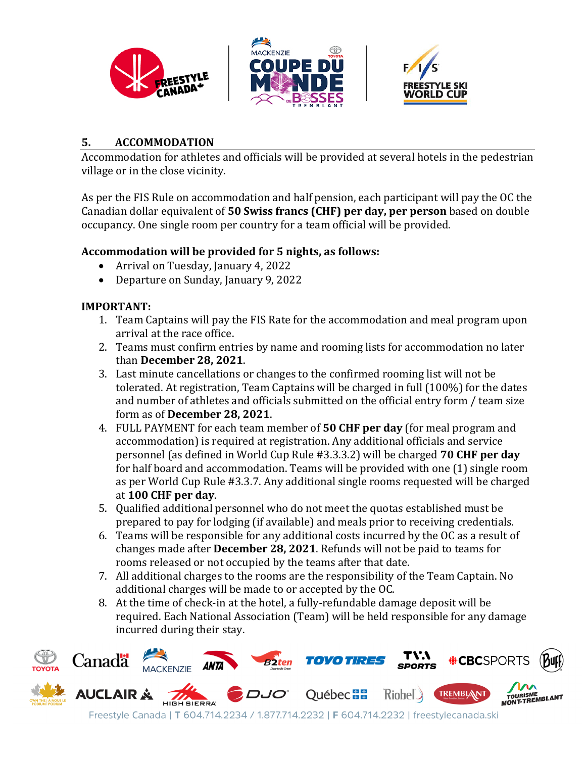## 5. ACCOMMODATION

Accommodation for athletes and officials will be provided at several hotels in the pedestrian village or in the close vicinity.

As per the FIS Rule on accommodation and half pension, each participant will pay the OC the Canadian dollar equivalent of **50 Swiss francs (CHF) per day, per person** based on double occupancy. One single room per country for a team official will be provided.

**Accommodation will be provided for 5 nights, as follows:**

- Arrival on Tuesday, January 4, 2022
- Departure on Sunday, January 9, 2022

**IMPORTANT:**

1. Team Captains will pay the FIS Rate for the accommodation and meal program upon arrival at the race office.
2. Teams must confirm entries by name and rooming lists for accommodation no later than **December 28, 2021**.
3. Last minute cancellations or changes to the confirmed rooming list will not be tolerated. At registration, Team Captains will be charged in full (100%) for the dates and number of athletes and officials submitted on the official entry form / team size form as of **December 28, 2021**.
4. FULL PAYMENT for each team member of **50 CHF per day** (for meal program and accommodation) is required at registration. Any additional officials and service personnel (as defined in World Cup Rule #3.3.3.2) will be charged **70 CHF per day** for half board and accommodation. Teams will be provided with one (1) single room as per World Cup Rule #3.3.7. Any additional single rooms requested will be charged at **100 CHF per day**.
5. Qualified additional personnel who do not meet the quotas established must be prepared to pay for lodging (if available) and meals prior to receiving credentials.
6. Teams will be responsible for any additional costs incurred by the OC as a result of changes made after **December 28, 2021**. Refunds will not be paid to teams for rooms released or not occupied by the teams after that date.
7. All additional charges to the rooms are the responsibility of the Team Captain. No additional charges will be made to or accepted by the OC.
8. At the time of check-in at the hotel, a fully-refundable damage deposit will be required. Each National Association (Team) will be held responsible for any damage incurred during their stay.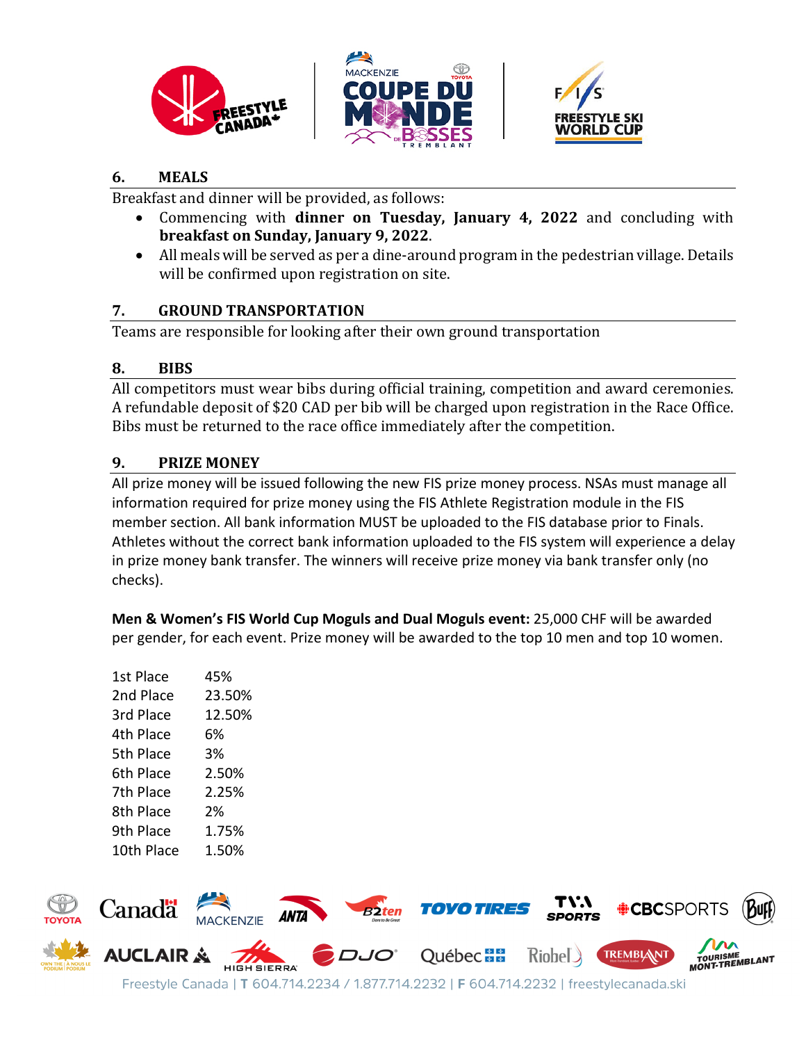## 6. MEALS

Breakfast and dinner will be provided, as follows:

- Commencing with **dinner on Tuesday, January 4, 2022** and concluding with **breakfast on Sunday, January 9, 2022**.
- All meals will be served as per a dine-around program in the pedestrian village. Details will be confirmed upon registration on site.

## 7. GROUND TRANSPORTATION

Teams are responsible for looking after their own ground transportation

## 8. BIBS

All competitors must wear bibs during official training, competition and award ceremonies. A refundable deposit of $20 CAD per bib will be charged upon registration in the Race Office. Bibs must be returned to the race office immediately after the competition.

## 9. PRIZE MONEY

All prize money will be issued following the new FIS prize money process. NSAs must manage all information required for prize money using the FIS Athlete Registration module in the FIS member section. All bank information MUST be uploaded to the FIS database prior to Finals. Athletes without the correct bank information uploaded to the FIS system will experience a delay in prize money bank transfer. The winners will receive prize money via bank transfer only (no checks).

**Men & Women's FIS World Cup Moguls and Dual Moguls event:** 25,000 CHF will be awarded per gender, for each event. Prize money will be awarded to the top 10 men and top 10 women.

| | |
|---|---|
| 1st Place | 45% |
| 2nd Place | 23.50% |
| 3rd Place | 12.50% |
| 4th Place | 6% |
| 5th Place | 3% |
| 6th Place | 2.50% |
| 7th Place | 2.25% |
| 8th Place | 2% |
| 9th Place | 1.75% |
| 10th Place | 1.50% |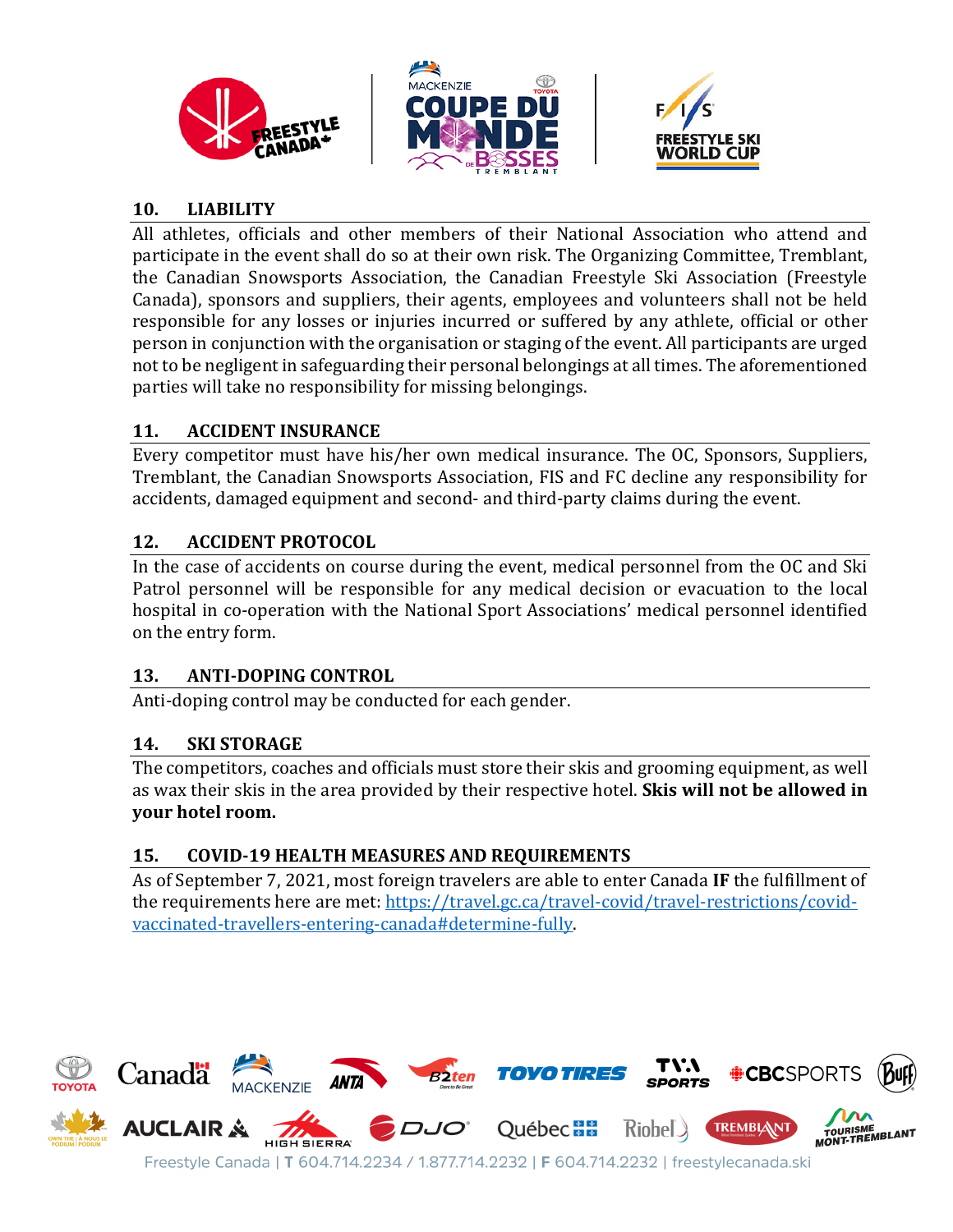## 10. LIABILITY

All athletes, officials and other members of their National Association who attend and participate in the event shall do so at their own risk. The Organizing Committee, Tremblant, the Canadian Snowsports Association, the Canadian Freestyle Ski Association (Freestyle Canada), sponsors and suppliers, their agents, employees and volunteers shall not be held responsible for any losses or injuries incurred or suffered by any athlete, official or other person in conjunction with the organisation or staging of the event. All participants are urged not to be negligent in safeguarding their personal belongings at all times. The aforementioned parties will take no responsibility for missing belongings.

## 11. ACCIDENT INSURANCE

Every competitor must have his/her own medical insurance. The OC, Sponsors, Suppliers, Tremblant, the Canadian Snowsports Association, FIS and FC decline any responsibility for accidents, damaged equipment and second- and third-party claims during the event.

## 12. ACCIDENT PROTOCOL

In the case of accidents on course during the event, medical personnel from the OC and Ski Patrol personnel will be responsible for any medical decision or evacuation to the local hospital in co-operation with the National Sport Associations' medical personnel identified on the entry form.

## 13. ANTI-DOPING CONTROL

Anti-doping control may be conducted for each gender.

## 14. SKI STORAGE

The competitors, coaches and officials must store their skis and grooming equipment, as well as wax their skis in the area provided by their respective hotel. **Skis will not be allowed in your hotel room.**

## 15. COVID-19 HEALTH MEASURES AND REQUIREMENTS

As of September 7, 2021, most foreign travelers are able to enter Canada **IF** the fulfillment of the requirements here are met: https://travel.gc.ca/travel-covid/travel-restrictions/covid-vaccinated-travellers-entering-canada#determine-fully.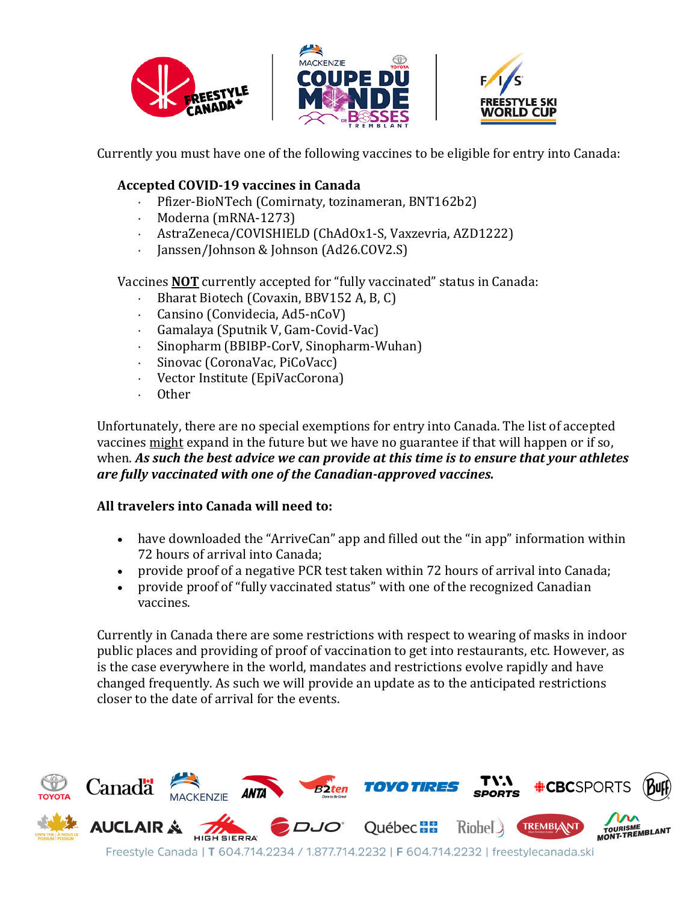Currently you must have one of the following vaccines to be eligible for entry into Canada:

**Accepted COVID-19 vaccines in Canada**

- Pfizer-BioNTech (Comirnaty, tozinameran, BNT162b2)
- Moderna (mRNA-1273)
- AstraZeneca/COVISHIELD (ChAdOx1-S, Vaxzevria, AZD1222)
- Janssen/Johnson & Johnson (Ad26.COV2.S)

Vaccines **NOT** currently accepted for "fully vaccinated" status in Canada:

- Bharat Biotech (Covaxin, BBV152 A, B, C)
- Cansino (Convidecia, Ad5-nCoV)
- Gamalaya (Sputnik V, Gam-Covid-Vac)
- Sinopharm (BBIBP-CorV, Sinopharm-Wuhan)
- Sinovac (CoronaVac, PiCoVacc)
- Vector Institute (EpiVacCorona)
- Other

Unfortunately, there are no special exemptions for entry into Canada. The list of accepted vaccines might expand in the future but we have no guarantee if that will happen or if so, when. ***As such the best advice we can provide at this time is to ensure that your athletes are fully vaccinated with one of the Canadian-approved vaccines.***

**All travelers into Canada will need to:**

- have downloaded the "ArriveCan" app and filled out the "in app" information within 72 hours of arrival into Canada;
- provide proof of a negative PCR test taken within 72 hours of arrival into Canada;
- provide proof of "fully vaccinated status" with one of the recognized Canadian vaccines.

Currently in Canada there are some restrictions with respect to wearing of masks in indoor public places and providing of proof of vaccination to get into restaurants, etc. However, as is the case everywhere in the world, mandates and restrictions evolve rapidly and have changed frequently. As such we will provide an update as to the anticipated restrictions closer to the date of arrival for the events.